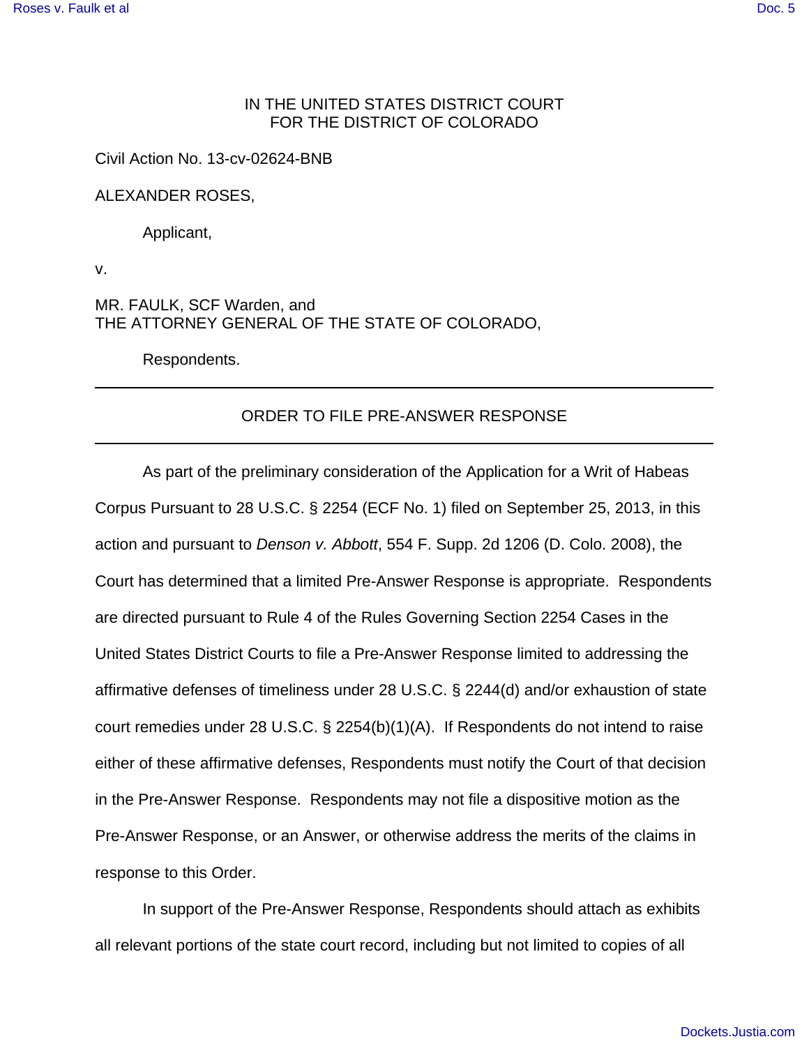IN THE UNITED STATES DISTRICT COURT
FOR THE DISTRICT OF COLORADO

Civil Action No. 13-cv-02624-BNB

ALEXANDER ROSES,

Applicant,

v.

MR. FAULK, SCF Warden, and
THE ATTORNEY GENERAL OF THE STATE OF COLORADO,

Respondents.

---

## ORDER TO FILE PRE-ANSWER RESPONSE

---

As part of the preliminary consideration of the Application for a Writ of Habeas Corpus Pursuant to 28 U.S.C. § 2254 (ECF No. 1) filed on September 25, 2013, in this action and pursuant to *Denson v. Abbott*, 554 F. Supp. 2d 1206 (D. Colo. 2008), the Court has determined that a limited Pre-Answer Response is appropriate. Respondents are directed pursuant to Rule 4 of the Rules Governing Section 2254 Cases in the United States District Courts to file a Pre-Answer Response limited to addressing the affirmative defenses of timeliness under 28 U.S.C. § 2244(d) and/or exhaustion of state court remedies under 28 U.S.C. § 2254(b)(1)(A). If Respondents do not intend to raise either of these affirmative defenses, Respondents must notify the Court of that decision in the Pre-Answer Response. Respondents may not file a dispositive motion as the Pre-Answer Response, or an Answer, or otherwise address the merits of the claims in response to this Order.

In support of the Pre-Answer Response, Respondents should attach as exhibits all relevant portions of the state court record, including but not limited to copies of all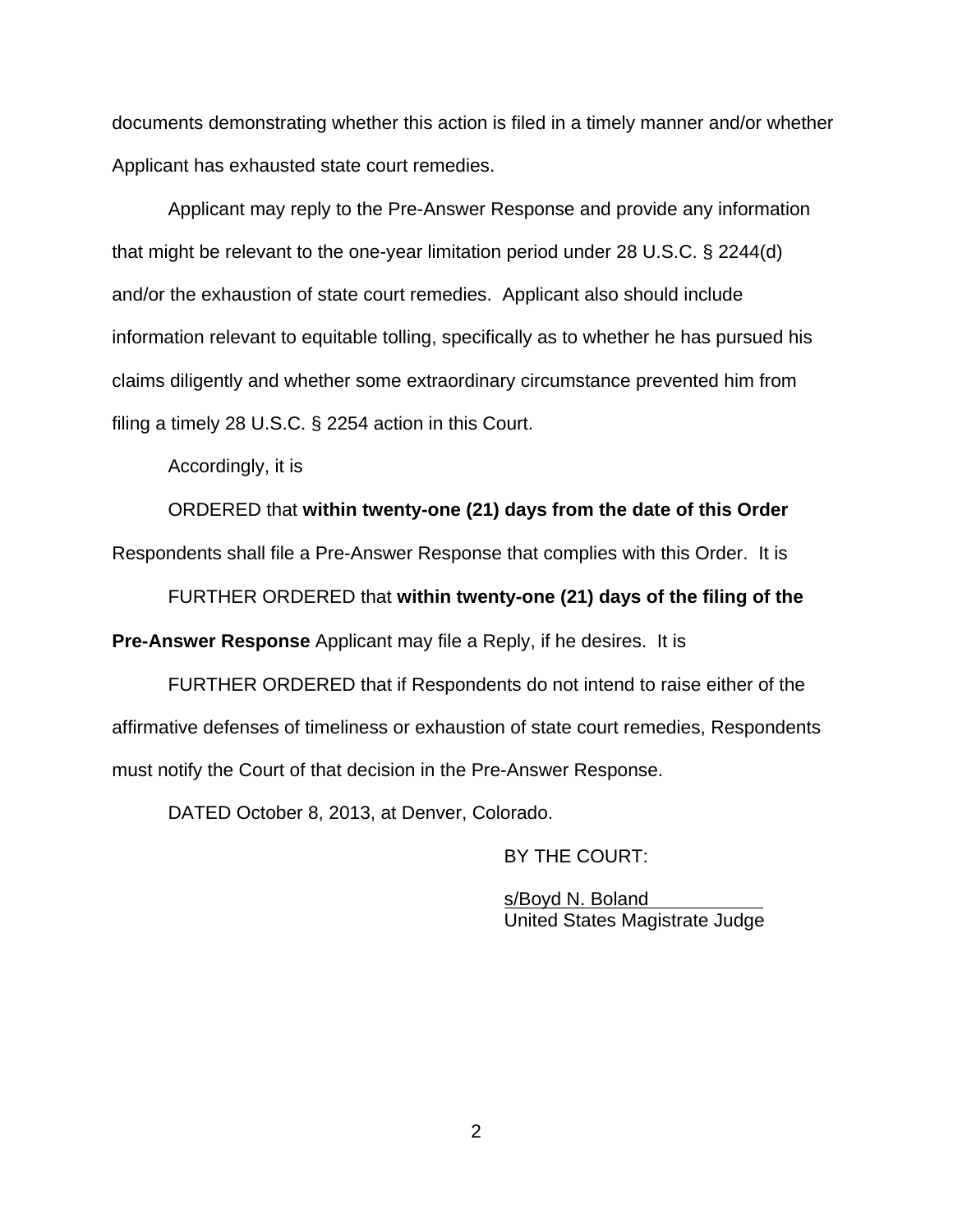documents demonstrating whether this action is filed in a timely manner and/or whether Applicant has exhausted state court remedies.

Applicant may reply to the Pre-Answer Response and provide any information that might be relevant to the one-year limitation period under 28 U.S.C. § 2244(d) and/or the exhaustion of state court remedies. Applicant also should include information relevant to equitable tolling, specifically as to whether he has pursued his claims diligently and whether some extraordinary circumstance prevented him from filing a timely 28 U.S.C. § 2254 action in this Court.

Accordingly, it is

ORDERED that **within twenty-one (21) days from the date of this Order** Respondents shall file a Pre-Answer Response that complies with this Order. It is

FURTHER ORDERED that **within twenty-one (21) days of the filing of the Pre-Answer Response** Applicant may file a Reply, if he desires. It is

FURTHER ORDERED that if Respondents do not intend to raise either of the affirmative defenses of timeliness or exhaustion of state court remedies, Respondents must notify the Court of that decision in the Pre-Answer Response.

DATED October 8, 2013, at Denver, Colorado.

BY THE COURT:

s/Boyd N. Boland
United States Magistrate Judge